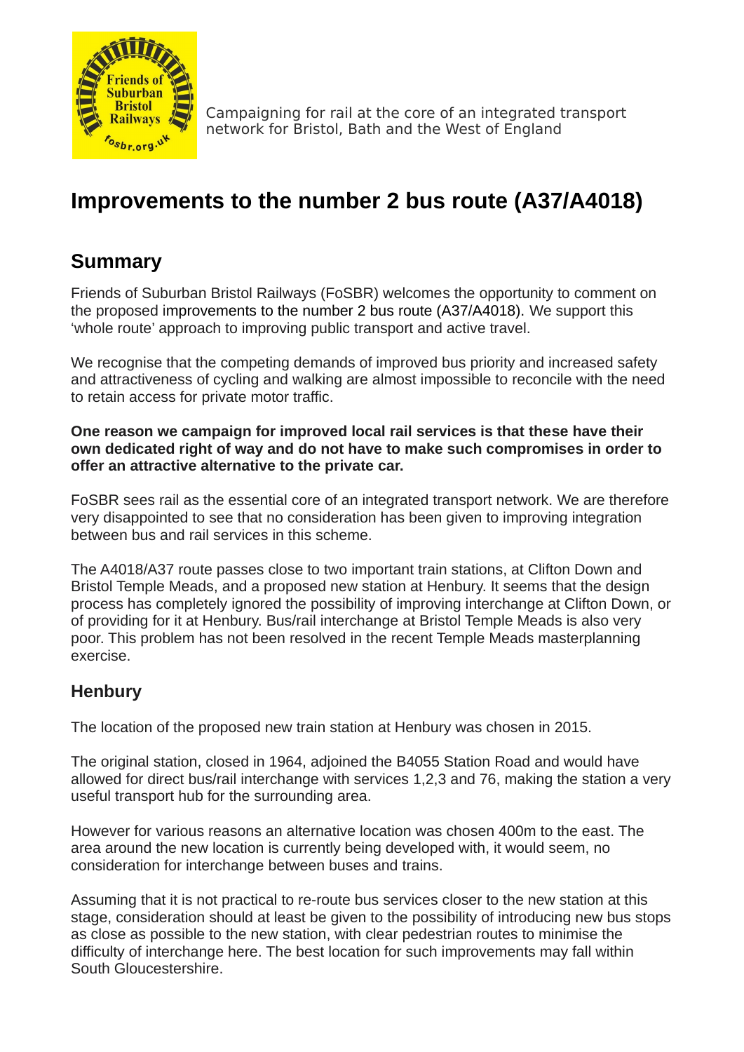Campaigning for rail at the core of an integrated transport network for Bristol, Bath and the West of England

# Improvements to the number 2 bus route (A37/A4018)

## Summary

Friends of Suburban Bristol Railways (FoSBR) welcomes the opportunity to comment on the proposed improvements to the number 2 bus route (A37/A4018). We support this 'whole route' approach to improving public transport and active travel.

We recognise that the competing demands of improved bus priority and increased safety and attractiveness of cycling and walking are almost impossible to reconcile with the need to retain access for private motor traffic.

**One reason we campaign for improved local rail services is that these have their own dedicated right of way and do not have to make such compromises in order to offer an attractive alternative to the private car.**

FoSBR sees rail as the essential core of an integrated transport network. We are therefore very disappointed to see that no consideration has been given to improving integration between bus and rail services in this scheme.

The A4018/A37 route passes close to two important train stations, at Clifton Down and Bristol Temple Meads, and a proposed new station at Henbury. It seems that the design process has completely ignored the possibility of improving interchange at Clifton Down, or of providing for it at Henbury. Bus/rail interchange at Bristol Temple Meads is also very poor. This problem has not been resolved in the recent Temple Meads masterplanning exercise.

### Henbury

The location of the proposed new train station at Henbury was chosen in 2015.

The original station, closed in 1964, adjoined the B4055 Station Road and would have allowed for direct bus/rail interchange with services 1,2,3 and 76, making the station a very useful transport hub for the surrounding area.

However for various reasons an alternative location was chosen 400m to the east. The area around the new location is currently being developed with, it would seem, no consideration for interchange between buses and trains.

Assuming that it is not practical to re-route bus services closer to the new station at this stage, consideration should at least be given to the possibility of introducing new bus stops as close as possible to the new station, with clear pedestrian routes to minimise the difficulty of interchange here. The best location for such improvements may fall within South Gloucestershire.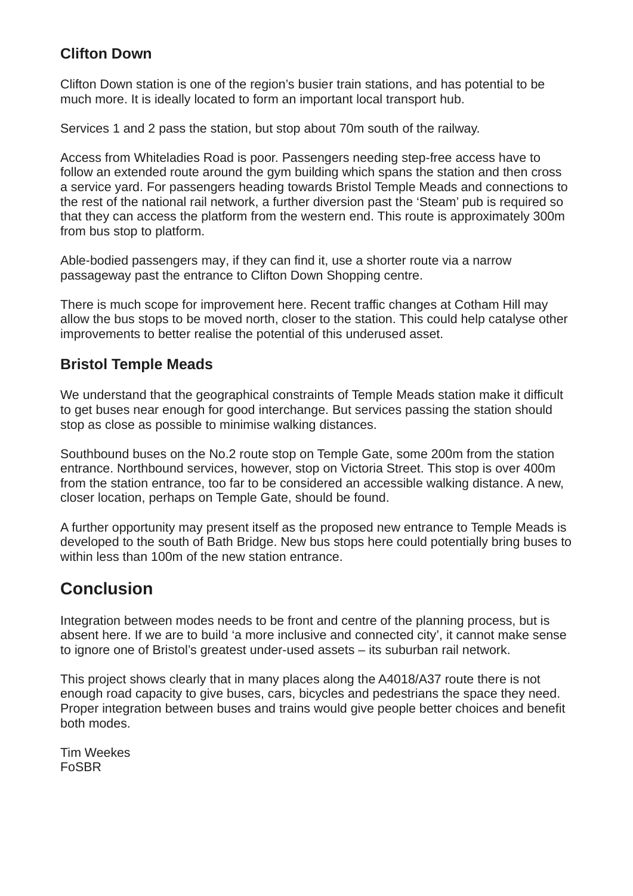### Clifton Down

Clifton Down station is one of the region's busier train stations, and has potential to be much more. It is ideally located to form an important local transport hub.

Services 1 and 2 pass the station, but stop about 70m south of the railway.

Access from Whiteladies Road is poor. Passengers needing step-free access have to follow an extended route around the gym building which spans the station and then cross a service yard. For passengers heading towards Bristol Temple Meads and connections to the rest of the national rail network, a further diversion past the 'Steam' pub is required so that they can access the platform from the western end. This route is approximately 300m from bus stop to platform.

Able-bodied passengers may, if they can find it, use a shorter route via a narrow passageway past the entrance to Clifton Down Shopping centre.

There is much scope for improvement here. Recent traffic changes at Cotham Hill may allow the bus stops to be moved north, closer to the station. This could help catalyse other improvements to better realise the potential of this underused asset.

### Bristol Temple Meads

We understand that the geographical constraints of Temple Meads station make it difficult to get buses near enough for good interchange. But services passing the station should stop as close as possible to minimise walking distances.

Southbound buses on the No.2 route stop on Temple Gate, some 200m from the station entrance. Northbound services, however, stop on Victoria Street. This stop is over 400m from the station entrance, too far to be considered an accessible walking distance. A new, closer location, perhaps on Temple Gate, should be found.

A further opportunity may present itself as the proposed new entrance to Temple Meads is developed to the south of Bath Bridge. New bus stops here could potentially bring buses to within less than 100m of the new station entrance.

## Conclusion

Integration between modes needs to be front and centre of the planning process, but is absent here. If we are to build 'a more inclusive and connected city', it cannot make sense to ignore one of Bristol's greatest under-used assets – its suburban rail network.

This project shows clearly that in many places along the A4018/A37 route there is not enough road capacity to give buses, cars, bicycles and pedestrians the space they need. Proper integration between buses and trains would give people better choices and benefit both modes.

Tim Weekes
FoSBR